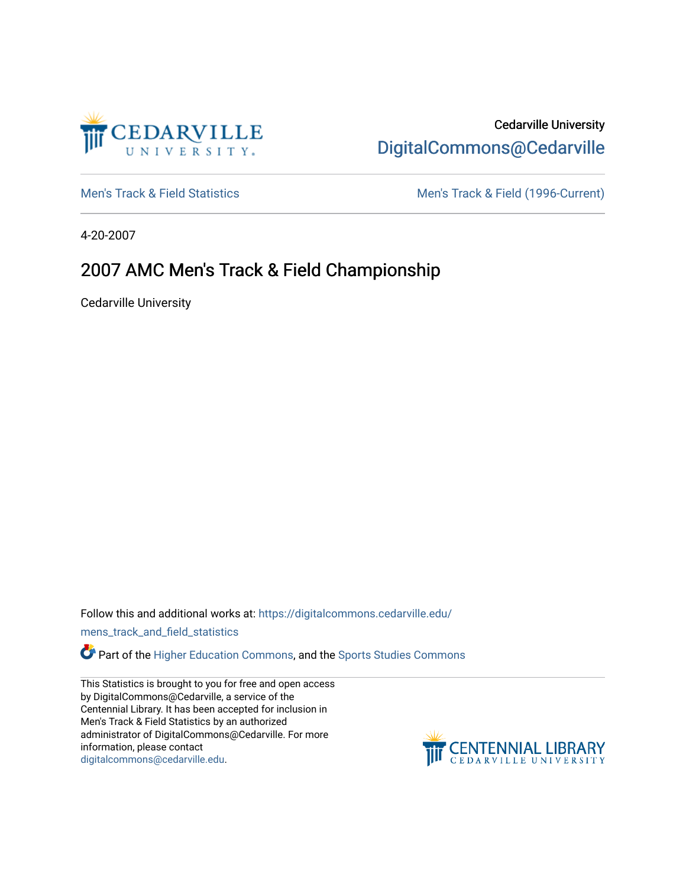Cedarville University
DigitalCommons@Cedarville

Men's Track & Field Statistics | Men's Track & Field (1996-Current)

4-20-2007

# 2007 AMC Men's Track & Field Championship

Cedarville University

Follow this and additional works at: https://digitalcommons.cedarville.edu/mens_track_and_field_statistics

Part of the Higher Education Commons, and the Sports Studies Commons

This Statistics is brought to you for free and open access by DigitalCommons@Cedarville, a service of the Centennial Library. It has been accepted for inclusion in Men's Track & Field Statistics by an authorized administrator of DigitalCommons@Cedarville. For more information, please contact digitalcommons@cedarville.edu.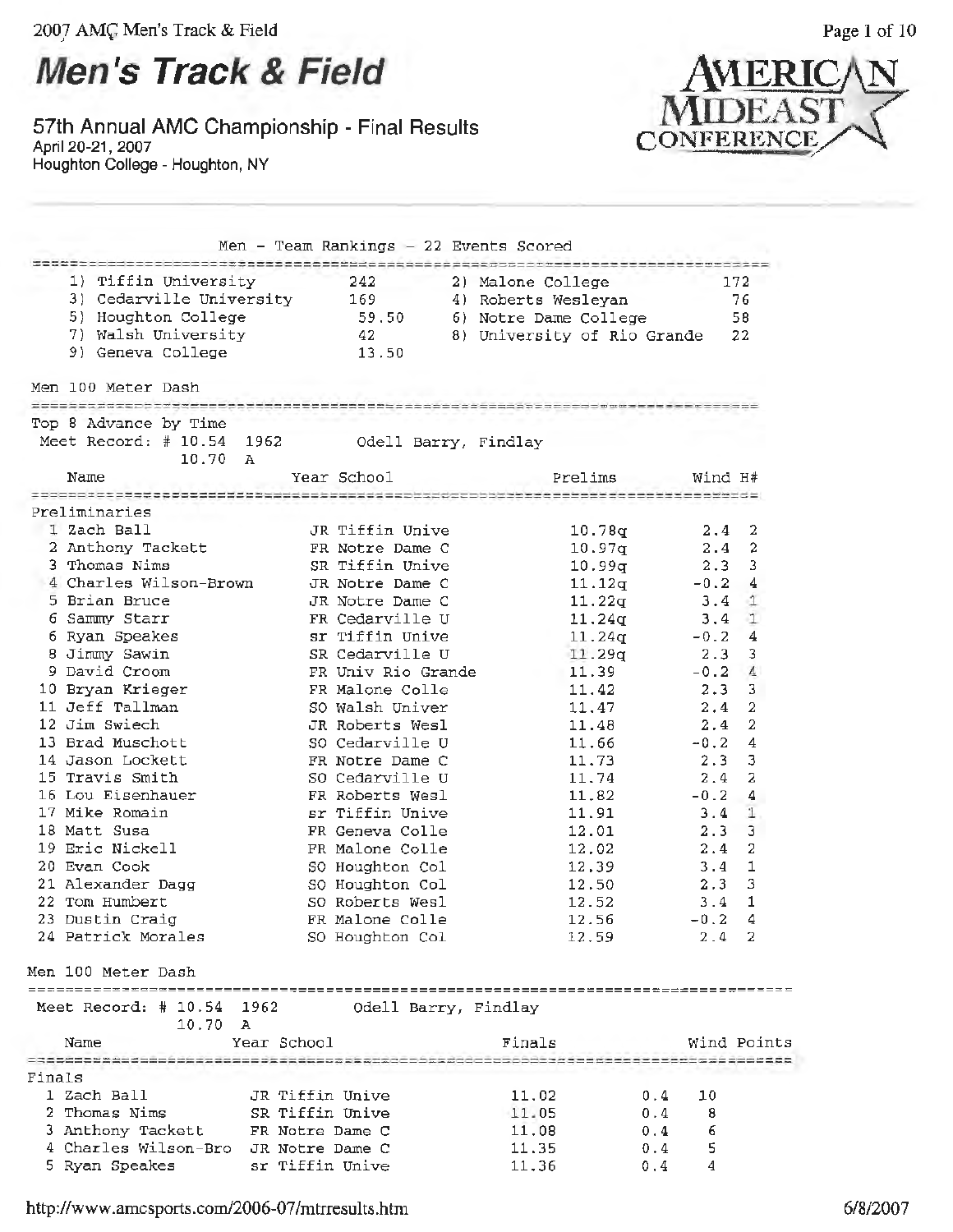# Men's Track & Field

57th Annual AMC Championship - Final Results
April 20-21, 2007
Houghton College - Houghton, NY

## Men - Team Rankings - 22 Events Scored

| Rank | Team | Points | Rank | Team | Points |
|---|---|---|---|---|---|
| 1) | Tiffin University | 242 | 2) | Malone College | 172 |
| 3) | Cedarville University | 169 | 4) | Roberts Wesleyan | 76 |
| 5) | Houghton College | 59.50 | 6) | Notre Dame College | 58 |
| 7) | Walsh University | 42 | 8) | University of Rio Grande | 22 |
| 9) | Geneva College | 13.50 | | | |

## Men 100 Meter Dash

Top 8 Advance by Time
Meet Record: # 10.54 1962 Odell Barry, Findlay
10.70 A

### Preliminaries

| | Name | Year | School | Prelims | Wind | H# |
|---|---|---|---|---|---|---|
| 1 | Zach Ball | JR | Tiffin Unive | 10.78q | 2.4 | 2 |
| 2 | Anthony Tackett | FR | Notre Dame C | 10.97q | 2.4 | 2 |
| 3 | Thomas Nims | SR | Tiffin Unive | 10.99q | 2.3 | 3 |
| 4 | Charles Wilson-Brown | JR | Notre Dame C | 11.12q | -0.2 | 4 |
| 5 | Brian Bruce | JR | Notre Dame C | 11.22q | 3.4 | 1 |
| 6 | Sammy Starr | FR | Cedarville U | 11.24q | 3.4 | 1 |
| 6 | Ryan Speakes | sr | Tiffin Unive | 11.24q | -0.2 | 4 |
| 8 | Jimmy Sawin | SR | Cedarville U | 11.29q | 2.3 | 3 |
| 9 | David Croom | FR | Univ Rio Grande | 11.39 | -0.2 | 4 |
| 10 | Bryan Krieger | FR | Malone Colle | 11.42 | 2.3 | 3 |
| 11 | Jeff Tallman | SO | Walsh Univer | 11.47 | 2.4 | 2 |
| 12 | Jim Swiech | JR | Roberts Wesl | 11.48 | 2.4 | 2 |
| 13 | Brad Muschott | SO | Cedarville U | 11.66 | -0.2 | 4 |
| 14 | Jason Lockett | FR | Notre Dame C | 11.73 | 2.3 | 3 |
| 15 | Travis Smith | SO | Cedarville U | 11.74 | 2.4 | 2 |
| 16 | Lou Eisenhauer | FR | Roberts Wesl | 11.82 | -0.2 | 4 |
| 17 | Mike Romain | sr | Tiffin Unive | 11.91 | 3.4 | 1 |
| 18 | Matt Susa | FR | Geneva Colle | 12.01 | 2.3 | 3 |
| 19 | Eric Nickell | FR | Malone Colle | 12.02 | 2.4 | 2 |
| 20 | Evan Cook | SO | Houghton Col | 12.39 | 3.4 | 1 |
| 21 | Alexander Dagg | SO | Houghton Col | 12.50 | 2.3 | 3 |
| 22 | Tom Humbert | SO | Roberts Wesl | 12.52 | 3.4 | 1 |
| 23 | Dustin Craig | FR | Malone Colle | 12.56 | -0.2 | 4 |
| 24 | Patrick Morales | SO | Houghton Col | 12.59 | 2.4 | 2 |

## Men 100 Meter Dash

Meet Record: # 10.54 1962 Odell Barry, Findlay
10.70 A

### Finals

| | Name | Year | School | Finals | Wind | Points |
|---|---|---|---|---|---|---|
| 1 | Zach Ball | JR | Tiffin Unive | 11.02 | 0.4 | 10 |
| 2 | Thomas Nims | SR | Tiffin Unive | 11.05 | 0.4 | 8 |
| 3 | Anthony Tackett | FR | Notre Dame C | 11.08 | 0.4 | 6 |
| 4 | Charles Wilson-Bro | JR | Notre Dame C | 11.35 | 0.4 | 5 |
| 5 | Ryan Speakes | sr | Tiffin Unive | 11.36 | 0.4 | 4 |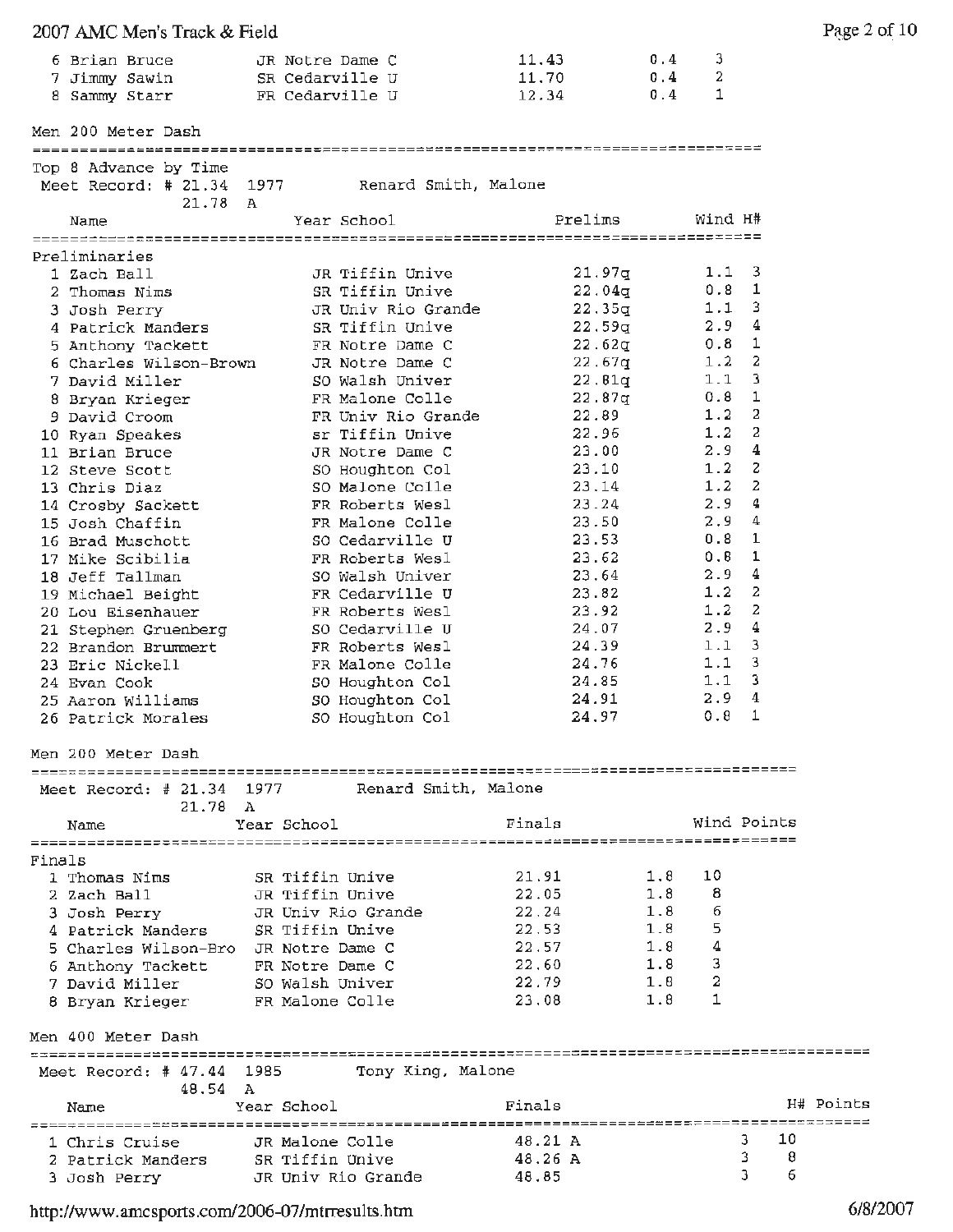| Place | Name | Year | School | Finals | Wind | Points |
|---|---|---|---|---|---|---|
| 6 | Brian Bruce | JR | Notre Dame C | 11.43 | 0.4 | 3 |
| 7 | Jimmy Sawin | SR | Cedarville U | 11.70 | 0.4 | 2 |
| 8 | Sammy Starr | FR | Cedarville U | 12.34 | 0.4 | 1 |

## Men 200 Meter Dash

Top 8 Advance by Time

Meet Record: # 21.34 1977 Renard Smith, Malone

21.78 A

| Place | Name | Year | School | Prelims | Wind | H# |
|---|---|---|---|---|---|---|
| **Preliminaries** | | | | | | |
| 1 | Zach Ball | JR | Tiffin Unive | 21.97q | 1.1 | 3 |
| 2 | Thomas Nims | SR | Tiffin Unive | 22.04q | 0.8 | 1 |
| 3 | Josh Perry | JR | Univ Rio Grande | 22.35q | 1.1 | 3 |
| 4 | Patrick Manders | SR | Tiffin Unive | 22.59q | 2.9 | 4 |
| 5 | Anthony Tackett | FR | Notre Dame C | 22.62q | 0.8 | 1 |
| 6 | Charles Wilson-Brown | JR | Notre Dame C | 22.67q | 1.2 | 2 |
| 7 | David Miller | SO | Walsh Univer | 22.81q | 1.1 | 3 |
| 8 | Bryan Krieger | FR | Malone Colle | 22.87q | 0.8 | 1 |
| 9 | David Croom | FR | Univ Rio Grande | 22.89 | 1.2 | 2 |
| 10 | Ryan Speakes | sr | Tiffin Unive | 22.96 | 1.2 | 2 |
| 11 | Brian Bruce | JR | Notre Dame C | 23.00 | 2.9 | 4 |
| 12 | Steve Scott | SO | Houghton Col | 23.10 | 1.2 | 2 |
| 13 | Chris Diaz | SO | Malone Colle | 23.14 | 1.2 | 2 |
| 14 | Crosby Sackett | FR | Roberts Wesl | 23.24 | 2.9 | 4 |
| 15 | Josh Chaffin | FR | Malone Colle | 23.50 | 2.9 | 4 |
| 16 | Brad Muschott | SO | Cedarville U | 23.53 | 0.8 | 1 |
| 17 | Mike Scibilia | FR | Roberts Wesl | 23.62 | 0.8 | 1 |
| 18 | Jeff Tallman | SO | Walsh Univer | 23.64 | 2.9 | 4 |
| 19 | Michael Beight | FR | Cedarville U | 23.82 | 1.2 | 2 |
| 20 | Lou Eisenhauer | FR | Roberts Wesl | 23.92 | 1.2 | 2 |
| 21 | Stephen Gruenberg | SO | Cedarville U | 24.07 | 2.9 | 4 |
| 22 | Brandon Brummert | FR | Roberts Wesl | 24.39 | 1.1 | 3 |
| 23 | Eric Nickell | FR | Malone Colle | 24.76 | 1.1 | 3 |
| 24 | Evan Cook | SO | Houghton Col | 24.85 | 1.1 | 3 |
| 25 | Aaron Williams | SO | Houghton Col | 24.91 | 2.9 | 4 |
| 26 | Patrick Morales | SO | Houghton Col | 24.97 | 0.8 | 1 |

## Men 200 Meter Dash

Meet Record: # 21.34 1977 Renard Smith, Malone

21.78 A

| Place | Name | Year | School | Finals | Wind | Points |
|---|---|---|---|---|---|---|
| **Finals** | | | | | | |
| 1 | Thomas Nims | SR | Tiffin Unive | 21.91 | 1.8 | 10 |
| 2 | Zach Ball | JR | Tiffin Unive | 22.05 | 1.8 | 8 |
| 3 | Josh Perry | JR | Univ Rio Grande | 22.24 | 1.8 | 6 |
| 4 | Patrick Manders | SR | Tiffin Unive | 22.53 | 1.8 | 5 |
| 5 | Charles Wilson-Bro | JR | Notre Dame C | 22.57 | 1.8 | 4 |
| 6 | Anthony Tackett | FR | Notre Dame C | 22.60 | 1.8 | 3 |
| 7 | David Miller | SO | Walsh Univer | 22.79 | 1.8 | 2 |
| 8 | Bryan Krieger | FR | Malone Colle | 23.08 | 1.8 | 1 |

## Men 400 Meter Dash

Meet Record: # 47.44 1985 Tony King, Malone

48.54 A

| Place | Name | Year | School | Finals | H# | Points |
|---|---|---|---|---|---|---|
| 1 | Chris Cruise | JR | Malone Colle | 48.21 A | 3 | 10 |
| 2 | Patrick Manders | SR | Tiffin Unive | 48.26 A | 3 | 8 |
| 3 | Josh Perry | JR | Univ Rio Grande | 48.85 | 3 | 6 |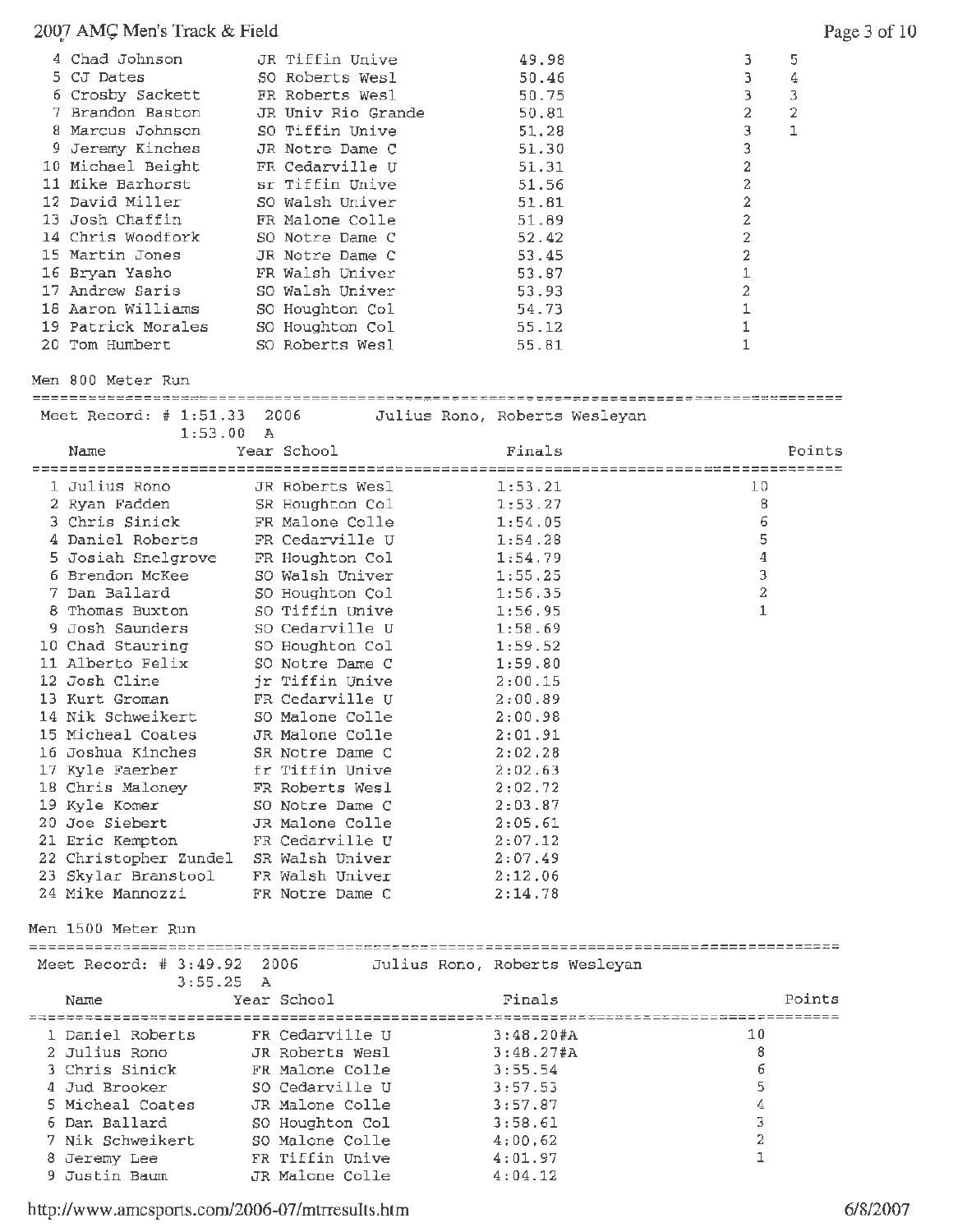| Place | Name | Year | School | Finals | H# | Points |
|---|---|---|---|---|---|---|
| 4 | Chad Johnson | JR | Tiffin Unive | 49.98 | 3 | 5 |
| 5 | CJ Dates | SO | Roberts Wesl | 50.46 | 3 | 4 |
| 6 | Crosby Sackett | FR | Roberts Wesl | 50.75 | 3 | 3 |
| 7 | Brandon Baston | JR | Univ Rio Grande | 50.81 | 2 | 2 |
| 8 | Marcus Johnson | SO | Tiffin Unive | 51.28 | 3 | 1 |
| 9 | Jeremy Kinches | JR | Notre Dame C | 51.30 | 3 | |
| 10 | Michael Beight | FR | Cedarville U | 51.31 | 2 | |
| 11 | Mike Barhorst | sr | Tiffin Unive | 51.56 | 2 | |
| 12 | David Miller | SO | Walsh Univer | 51.81 | 2 | |
| 13 | Josh Chaffin | FR | Malone Colle | 51.89 | 2 | |
| 14 | Chris Woodfork | SO | Notre Dame C | 52.42 | 2 | |
| 15 | Martin Jones | JR | Notre Dame C | 53.45 | 2 | |
| 16 | Bryan Yasho | FR | Walsh Univer | 53.87 | 1 | |
| 17 | Andrew Saris | SO | Walsh Univer | 53.93 | 2 | |
| 18 | Aaron Williams | SO | Houghton Col | 54.73 | 1 | |
| 19 | Patrick Morales | SO | Houghton Col | 55.12 | 1 | |
| 20 | Tom Humbert | SO | Roberts Wesl | 55.81 | 1 | |

## Men 800 Meter Run

Meet Record: # 1:51.33 2006 Julius Rono, Roberts Wesleyan
1:53.00 A

| Place | Name | Year | School | Finals | Points |
|---|---|---|---|---|---|
| 1 | Julius Rono | JR | Roberts Wesl | 1:53.21 | 10 |
| 2 | Ryan Fadden | SR | Houghton Col | 1:53.27 | 8 |
| 3 | Chris Sinick | FR | Malone Colle | 1:54.05 | 6 |
| 4 | Daniel Roberts | FR | Cedarville U | 1:54.28 | 5 |
| 5 | Josiah Snelgrove | FR | Houghton Col | 1:54.79 | 4 |
| 6 | Brendon McKee | SO | Walsh Univer | 1:55.25 | 3 |
| 7 | Dan Ballard | SO | Houghton Col | 1:56.35 | 2 |
| 8 | Thomas Buxton | SO | Tiffin Unive | 1:56.95 | 1 |
| 9 | Josh Saunders | SO | Cedarville U | 1:58.69 | |
| 10 | Chad Stauring | SO | Houghton Col | 1:59.52 | |
| 11 | Alberto Felix | SO | Notre Dame C | 1:59.80 | |
| 12 | Josh Cline | jr | Tiffin Unive | 2:00.15 | |
| 13 | Kurt Groman | FR | Cedarville U | 2:00.89 | |
| 14 | Nik Schweikert | SO | Malone Colle | 2:00.98 | |
| 15 | Micheal Coates | JR | Malone Colle | 2:01.91 | |
| 16 | Joshua Kinches | SR | Notre Dame C | 2:02.28 | |
| 17 | Kyle Faerber | fr | Tiffin Unive | 2:02.63 | |
| 18 | Chris Maloney | FR | Roberts Wesl | 2:02.72 | |
| 19 | Kyle Komer | SO | Notre Dame C | 2:03.87 | |
| 20 | Joe Siebert | JR | Malone Colle | 2:05.61 | |
| 21 | Eric Kempton | FR | Cedarville U | 2:07.12 | |
| 22 | Christopher Zundel | SR | Walsh Univer | 2:07.49 | |
| 23 | Skylar Branstool | FR | Walsh Univer | 2:12.06 | |
| 24 | Mike Mannozzi | FR | Notre Dame C | 2:14.78 | |

## Men 1500 Meter Run

Meet Record: # 3:49.92 2006 Julius Rono, Roberts Wesleyan
3:55.25 A

| Place | Name | Year | School | Finals | Points |
|---|---|---|---|---|---|
| 1 | Daniel Roberts | FR | Cedarville U | 3:48.20#A | 10 |
| 2 | Julius Rono | JR | Roberts Wesl | 3:48.27#A | 8 |
| 3 | Chris Sinick | FR | Malone Colle | 3:55.54 | 6 |
| 4 | Jud Brooker | SO | Cedarville U | 3:57.53 | 5 |
| 5 | Micheal Coates | JR | Malone Colle | 3:57.87 | 4 |
| 6 | Dan Ballard | SO | Houghton Col | 3:58.61 | 3 |
| 7 | Nik Schweikert | SO | Malone Colle | 4:00.62 | 2 |
| 8 | Jeremy Lee | FR | Tiffin Unive | 4:01.97 | 1 |
| 9 | Justin Baum | JR | Malone Colle | 4:04.12 | |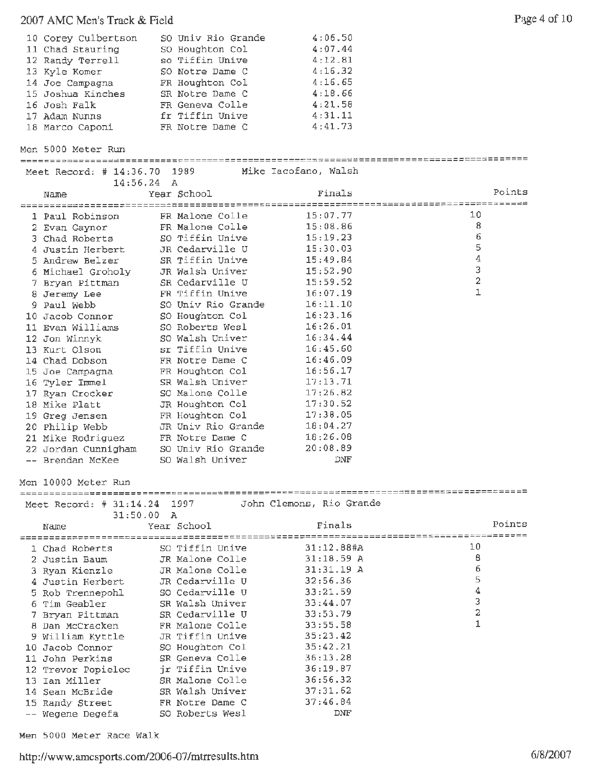| Place | Name | Year | School | Finals | Points |
|---|---|---|---|---|---|
| 10 | Corey Culbertson | SO | Univ Rio Grande | 4:06.50 | |
| 11 | Chad Stauring | SO | Houghton Col | 4:07.44 | |
| 12 | Randy Terrell | so | Tiffin Unive | 4:12.81 | |
| 13 | Kyle Komer | SO | Notre Dame C | 4:16.32 | |
| 14 | Joe Campagna | FR | Houghton Col | 4:16.65 | |
| 15 | Joshua Kinches | SR | Notre Dame C | 4:18.66 | |
| 16 | Josh Falk | FR | Geneva Colle | 4:21.58 | |
| 17 | Adam Nunns | fr | Tiffin Unive | 4:31.11 | |
| 18 | Marco Caponi | FR | Notre Dame C | 4:41.73 | |

## Men 5000 Meter Run

Meet Record: # 14:36.70 1989 Mike Iacofano, Walsh
14:56.24 A

| Place | Name | Year | School | Finals | Points |
|---|---|---|---|---|---|
| 1 | Paul Robinson | FR | Malone Colle | 15:07.77 | 10 |
| 2 | Evan Gaynor | FR | Malone Colle | 15:08.86 | 8 |
| 3 | Chad Roberts | SO | Tiffin Unive | 15:19.23 | 6 |
| 4 | Justin Herbert | JR | Cedarville U | 15:30.03 | 5 |
| 5 | Andrew Belzer | SR | Tiffin Unive | 15:49.84 | 4 |
| 6 | Michael Groholy | JR | Walsh Univer | 15:52.90 | 3 |
| 7 | Bryan Pittman | SR | Cedarville U | 15:59.52 | 2 |
| 8 | Jeremy Lee | FR | Tiffin Unive | 16:07.19 | 1 |
| 9 | Paul Webb | SO | Univ Rio Grande | 16:11.10 | |
| 10 | Jacob Connor | SO | Houghton Col | 16:23.16 | |
| 11 | Evan Williams | SO | Roberts Wesl | 16:26.01 | |
| 12 | Jon Winnyk | SO | Walsh Univer | 16:34.44 | |
| 13 | Kurt Olson | sr | Tiffin Unive | 16:45.60 | |
| 14 | Chad Dobson | FR | Notre Dame C | 16:46.09 | |
| 15 | Joe Campagna | FR | Houghton Col | 16:56.17 | |
| 16 | Tyler Immel | SR | Walsh Univer | 17:13.71 | |
| 17 | Ryan Crocker | SO | Malone Colle | 17:26.82 | |
| 18 | Mike Platt | JR | Houghton Col | 17:30.52 | |
| 19 | Greg Jensen | FR | Houghton Col | 17:38.05 | |
| 20 | Philip Webb | JR | Univ Rio Grande | 18:04.27 | |
| 21 | Mike Rodriguez | FR | Notre Dame C | 18:26.08 | |
| 22 | Jordan Cunnigham | SO | Univ Rio Grande | 20:08.89 | |
| -- | Brendan McKee | SO | Walsh Univer | DNF | |

## Men 10000 Meter Run

Meet Record: # 31:14.24 1997 John Clemons, Rio Grande
31:50.00 A

| Place | Name | Year | School | Finals | Points |
|---|---|---|---|---|---|
| 1 | Chad Roberts | SO | Tiffin Unive | 31:12.88#A | 10 |
| 2 | Justin Baum | JR | Malone Colle | 31:18.59 A | 8 |
| 3 | Ryan Kienzle | JR | Malone Colle | 31:31.19 A | 6 |
| 4 | Justin Herbert | JR | Cedarville U | 32:56.36 | 5 |
| 5 | Rob Trennepohl | SO | Cedarville U | 33:21.59 | 4 |
| 6 | Tim Geabler | SR | Walsh Univer | 33:44.07 | 3 |
| 7 | Bryan Pittman | SR | Cedarville U | 33:53.79 | 2 |
| 8 | Dan McCracken | FR | Malone Colle | 33:55.58 | 1 |
| 9 | William Kyttle | JR | Tiffin Unive | 35:23.42 | |
| 10 | Jacob Connor | SO | Houghton Col | 35:42.21 | |
| 11 | John Perkins | SR | Geneva Colle | 36:13.28 | |
| 12 | Trevor Popielec | jr | Tiffin Unive | 36:19.87 | |
| 13 | Ian Miller | SR | Malone Colle | 36:56.32 | |
| 14 | Sean McBride | SR | Walsh Univer | 37:31.62 | |
| 15 | Randy Street | FR | Notre Dame C | 37:46.84 | |
| -- | Wegene Degefa | SO | Roberts Wesl | DNF | |

## Men 5000 Meter Race Walk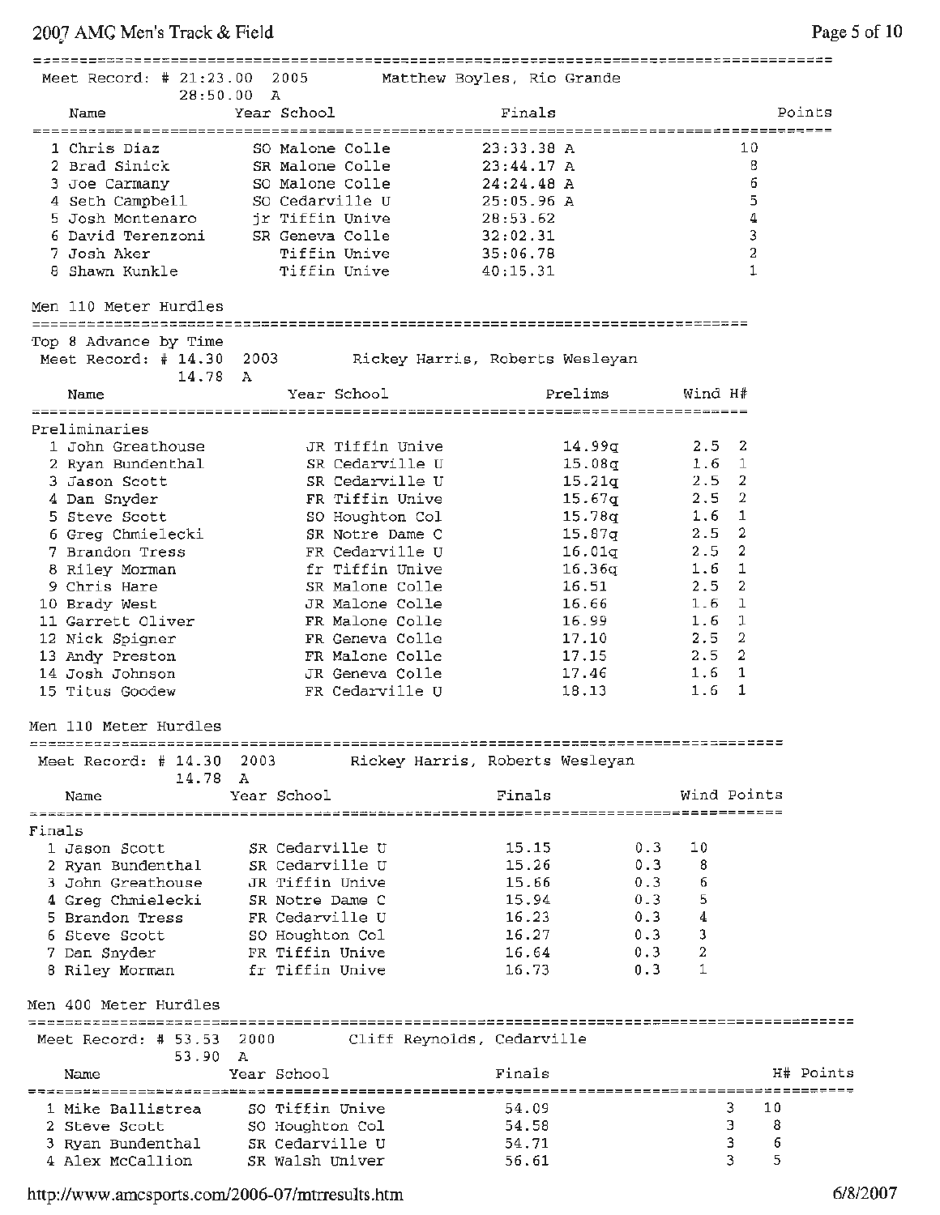Meet Record: # 21:23.00 2005 Matthew Boyles, Rio Grande
28:50.00 A

| | Name | Year | School | Finals | Points |
|---|---|---|---|---|---|
| 1 | Chris Diaz | SO | Malone Colle | 23:33.38 A | 10 |
| 2 | Brad Sinick | SR | Malone Colle | 23:44.17 A | 8 |
| 3 | Joe Carmany | SO | Malone Colle | 24:24.48 A | 6 |
| 4 | Seth Campbell | SO | Cedarville U | 25:05.96 A | 5 |
| 5 | Josh Montenaro | jr | Tiffin Unive | 28:53.62 | 4 |
| 6 | David Terenzoni | SR | Geneva Colle | 32:02.31 | 3 |
| 7 | Josh Aker | | Tiffin Unive | 35:06.78 | 2 |
| 8 | Shawn Kunkle | | Tiffin Unive | 40:15.31 | 1 |

## Men 110 Meter Hurdles

Top 8 Advance by Time
Meet Record: # 14.30 2003 Rickey Harris, Roberts Wesleyan
14.78 A

Preliminaries

| | Name | Year | School | Prelims | Wind | H# |
|---|---|---|---|---|---|---|
| 1 | John Greathouse | JR | Tiffin Unive | 14.99q | 2.5 | 2 |
| 2 | Ryan Bundenthal | SR | Cedarville U | 15.08q | 1.6 | 1 |
| 3 | Jason Scott | SR | Cedarville U | 15.21q | 2.5 | 2 |
| 4 | Dan Snyder | FR | Tiffin Unive | 15.67q | 2.5 | 2 |
| 5 | Steve Scott | SO | Houghton Col | 15.78q | 1.6 | 1 |
| 6 | Greg Chmielecki | SR | Notre Dame C | 15.87q | 2.5 | 2 |
| 7 | Brandon Tress | FR | Cedarville U | 16.01q | 2.5 | 2 |
| 8 | Riley Morman | fr | Tiffin Unive | 16.36q | 1.6 | 1 |
| 9 | Chris Hare | SR | Malone Colle | 16.51 | 2.5 | 2 |
| 10 | Brady West | JR | Malone Colle | 16.66 | 1.6 | 1 |
| 11 | Garrett Oliver | FR | Malone Colle | 16.99 | 1.6 | 1 |
| 12 | Nick Spigner | FR | Geneva Colle | 17.10 | 2.5 | 2 |
| 13 | Andy Preston | FR | Malone Colle | 17.15 | 2.5 | 2 |
| 14 | Josh Johnson | JR | Geneva Colle | 17.46 | 1.6 | 1 |
| 15 | Titus Goodew | FR | Cedarville U | 18.13 | 1.6 | 1 |

## Men 110 Meter Hurdles

Meet Record: # 14.30 2003 Rickey Harris, Roberts Wesleyan
14.78 A

Finals

| | Name | Year | School | Finals | Wind | Points |
|---|---|---|---|---|---|---|
| 1 | Jason Scott | SR | Cedarville U | 15.15 | 0.3 | 10 |
| 2 | Ryan Bundenthal | SR | Cedarville U | 15.26 | 0.3 | 8 |
| 3 | John Greathouse | JR | Tiffin Unive | 15.66 | 0.3 | 6 |
| 4 | Greg Chmielecki | SR | Notre Dame C | 15.94 | 0.3 | 5 |
| 5 | Brandon Tress | FR | Cedarville U | 16.23 | 0.3 | 4 |
| 6 | Steve Scott | SO | Houghton Col | 16.27 | 0.3 | 3 |
| 7 | Dan Snyder | FR | Tiffin Unive | 16.64 | 0.3 | 2 |
| 8 | Riley Morman | fr | Tiffin Unive | 16.73 | 0.3 | 1 |

## Men 400 Meter Hurdles

Meet Record: # 53.53 2000 Cliff Reynolds, Cedarville
53.90 A

| | Name | Year | School | Finals | H# | Points |
|---|---|---|---|---|---|---|
| 1 | Mike Ballistrea | SO | Tiffin Unive | 54.09 | 3 | 10 |
| 2 | Steve Scott | SO | Houghton Col | 54.58 | 3 | 8 |
| 3 | Ryan Bundenthal | SR | Cedarville U | 54.71 | 3 | 6 |
| 4 | Alex McCallion | SR | Walsh Univer | 56.61 | 3 | 5 |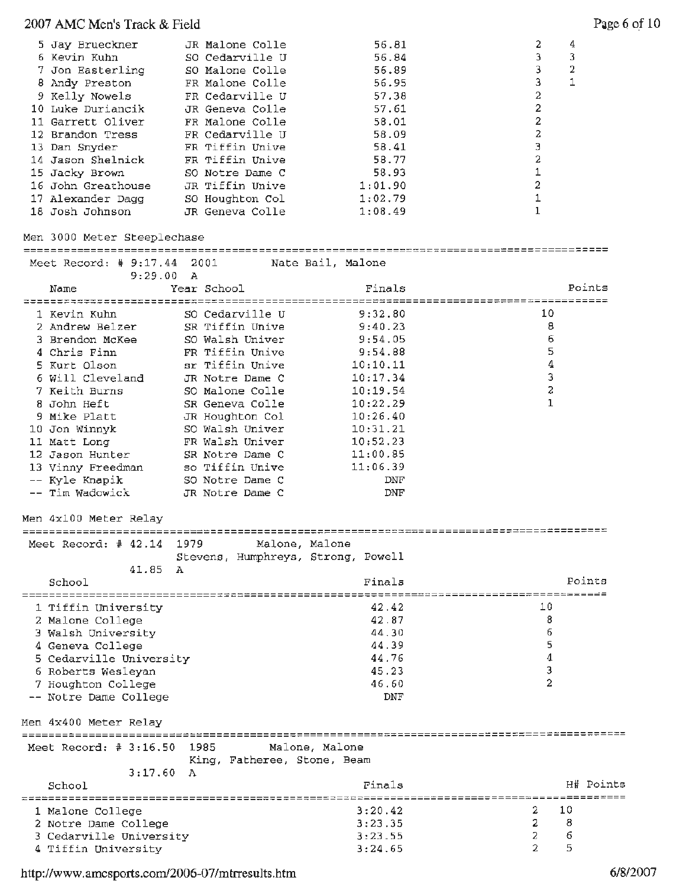| Place | Name | Year | School | Finals | H# | Points |
|---|---|---|---|---|---|---|
| 5 | Jay Brueckner | JR | Malone Colle | 56.81 | 2 | 4 |
| 6 | Kevin Kuhn | SO | Cedarville U | 56.84 | 3 | 3 |
| 7 | Jon Easterling | SO | Malone Colle | 56.89 | 3 | 2 |
| 8 | Andy Preston | FR | Malone Colle | 56.95 | 3 | 1 |
| 9 | Kelly Nowels | FR | Cedarville U | 57.38 | 2 | |
| 10 | Luke Duriancik | JR | Geneva Colle | 57.61 | 2 | |
| 11 | Garrett Oliver | FR | Malone Colle | 58.01 | 2 | |
| 12 | Brandon Tress | FR | Cedarville U | 58.09 | 2 | |
| 13 | Dan Snyder | FR | Tiffin Unive | 58.41 | 3 | |
| 14 | Jason Shelnick | FR | Tiffin Unive | 58.77 | 2 | |
| 15 | Jacky Brown | SO | Notre Dame C | 58.93 | 1 | |
| 16 | John Greathouse | JR | Tiffin Unive | 1:01.90 | 2 | |
| 17 | Alexander Dagg | SO | Houghton Col | 1:02.79 | 1 | |
| 18 | Josh Johnson | JR | Geneva Colle | 1:08.49 | 1 | |

## Men 3000 Meter Steeplechase

Meet Record: # 9:17.44 2001 Nate Bail, Malone
9:29.00 A

| Place | Name | Year | School | Finals | Points |
|---|---|---|---|---|---|
| 1 | Kevin Kuhn | SO | Cedarville U | 9:32.80 | 10 |
| 2 | Andrew Belzer | SR | Tiffin Unive | 9:40.23 | 8 |
| 3 | Brendon McKee | SO | Walsh Univer | 9:54.05 | 6 |
| 4 | Chris Finn | FR | Tiffin Unive | 9:54.88 | 5 |
| 5 | Kurt Olson | sr | Tiffin Unive | 10:10.11 | 4 |
| 6 | Will Cleveland | JR | Notre Dame C | 10:17.34 | 3 |
| 7 | Keith Burns | SO | Malone Colle | 10:19.54 | 2 |
| 8 | John Heft | SR | Geneva Colle | 10:22.29 | 1 |
| 9 | Mike Platt | JR | Houghton Col | 10:26.40 | |
| 10 | Jon Winnyk | SO | Walsh Univer | 10:31.21 | |
| 11 | Matt Long | FR | Walsh Univer | 10:52.23 | |
| 12 | Jason Hunter | SR | Notre Dame C | 11:00.85 | |
| 13 | Vinny Freedman | so | Tiffin Unive | 11:06.39 | |
| -- | Kyle Knapik | SO | Notre Dame C | DNF | |
| -- | Tim Wadowick | JR | Notre Dame C | DNF | |

## Men 4x100 Meter Relay

Meet Record: # 42.14 1979 Malone, Malone
Stevens, Humphreys, Strong, Powell
41.85 A

| Place | School | Finals | Points |
|---|---|---|---|
| 1 | Tiffin University | 42.42 | 10 |
| 2 | Malone College | 42.87 | 8 |
| 3 | Walsh University | 44.30 | 6 |
| 4 | Geneva College | 44.39 | 5 |
| 5 | Cedarville University | 44.76 | 4 |
| 6 | Roberts Wesleyan | 45.23 | 3 |
| 7 | Houghton College | 46.60 | 2 |
| -- | Notre Dame College | DNF | |

## Men 4x400 Meter Relay

Meet Record: # 3:16.50 1985 Malone, Malone
King, Fatheree, Stone, Beam
3:17.60 A

| Place | School | Finals | H# | Points |
|---|---|---|---|---|
| 1 | Malone College | 3:20.42 | 2 | 10 |
| 2 | Notre Dame College | 3:23.35 | 2 | 8 |
| 3 | Cedarville University | 3:23.55 | 2 | 6 |
| 4 | Tiffin University | 3:24.65 | 2 | 5 |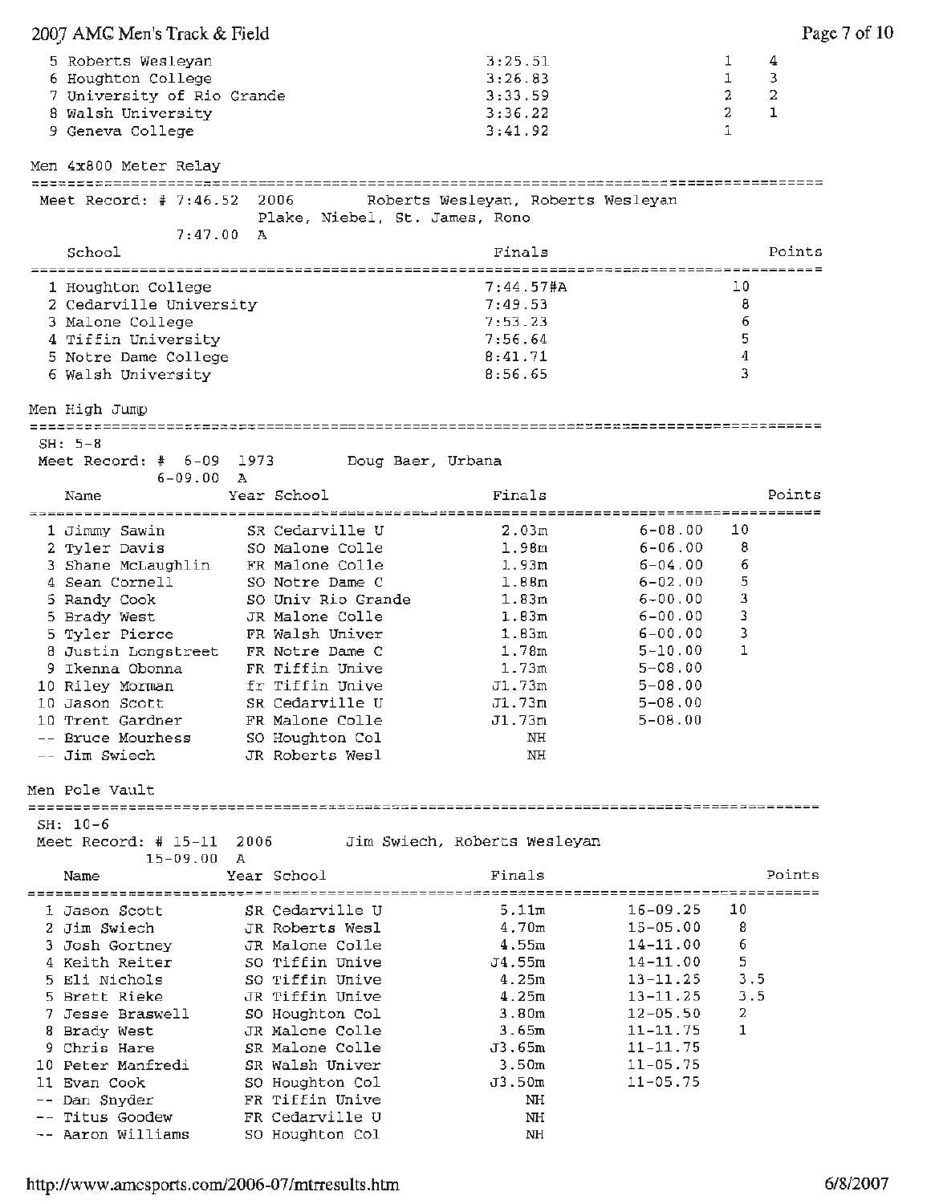| Place | School | Finals | Heat | Points |
|---|---|---|---|---|
| 5 | Roberts Wesleyan | 3:25.51 | 1 | 4 |
| 6 | Houghton College | 3:26.83 | 1 | 3 |
| 7 | University of Rio Grande | 3:33.59 | 2 | 2 |
| 8 | Walsh University | 3:36.22 | 2 | 1 |
| 9 | Geneva College | 3:41.92 | 1 | |

## Men 4x800 Meter Relay

Meet Record: # 7:46.52 2006 Roberts Wesleyan, Roberts Wesleyan
Plake, Niebel, St. James, Rono
7:47.00 A

| Place | School | Finals | Points |
|---|---|---|---|
| 1 | Houghton College | 7:44.57#A | 10 |
| 2 | Cedarville University | 7:49.53 | 8 |
| 3 | Malone College | 7:53.23 | 6 |
| 4 | Tiffin University | 7:56.64 | 5 |
| 5 | Notre Dame College | 8:41.71 | 4 |
| 6 | Walsh University | 8:56.65 | 3 |

## Men High Jump

SH: 5-8
Meet Record: # 6-09 1973 Doug Baer, Urbana
6-09.00 A

| Place | Name | Year | School | Finals | | Points |
|---|---|---|---|---|---|---|
| 1 | Jimmy Sawin | SR | Cedarville U | 2.03m | 6-08.00 | 10 |
| 2 | Tyler Davis | SO | Malone Colle | 1.98m | 6-06.00 | 8 |
| 3 | Shane McLaughlin | FR | Malone Colle | 1.93m | 6-04.00 | 6 |
| 4 | Sean Cornell | SO | Notre Dame C | 1.88m | 6-02.00 | 5 |
| 5 | Randy Cook | SO | Univ Rio Grande | 1.83m | 6-00.00 | 3 |
| 5 | Brady West | JR | Malone Colle | 1.83m | 6-00.00 | 3 |
| 5 | Tyler Pierce | FR | Walsh Univer | 1.83m | 6-00.00 | 3 |
| 8 | Justin Longstreet | FR | Notre Dame C | 1.78m | 5-10.00 | 1 |
| 9 | Ikenna Obonna | FR | Tiffin Unive | 1.73m | 5-08.00 | |
| 10 | Riley Morman | fr | Tiffin Unive | J1.73m | 5-08.00 | |
| 10 | Jason Scott | SR | Cedarville U | J1.73m | 5-08.00 | |
| 10 | Trent Gardner | FR | Malone Colle | J1.73m | 5-08.00 | |
| -- | Bruce Mourhess | SO | Houghton Col | NH | | |
| -- | Jim Swiech | JR | Roberts Wesl | NH | | |

## Men Pole Vault

SH: 10-6
Meet Record: # 15-11 2006 Jim Swiech, Roberts Wesleyan
15-09.00 A

| Place | Name | Year | School | Finals | | Points |
|---|---|---|---|---|---|---|
| 1 | Jason Scott | SR | Cedarville U | 5.11m | 16-09.25 | 10 |
| 2 | Jim Swiech | JR | Roberts Wesl | 4.70m | 15-05.00 | 8 |
| 3 | Josh Gortney | JR | Malone Colle | 4.55m | 14-11.00 | 6 |
| 4 | Keith Reiter | SO | Tiffin Unive | J4.55m | 14-11.00 | 5 |
| 5 | Eli Nichols | SO | Tiffin Unive | 4.25m | 13-11.25 | 3.5 |
| 5 | Brett Rieke | JR | Tiffin Unive | 4.25m | 13-11.25 | 3.5 |
| 7 | Jesse Braswell | SO | Houghton Col | 3.80m | 12-05.50 | 2 |
| 8 | Brady West | JR | Malone Colle | 3.65m | 11-11.75 | 1 |
| 9 | Chris Hare | SR | Malone Colle | J3.65m | 11-11.75 | |
| 10 | Peter Manfredi | SR | Walsh Univer | 3.50m | 11-05.75 | |
| 11 | Evan Cook | SO | Houghton Col | J3.50m | 11-05.75 | |
| -- | Dan Snyder | FR | Tiffin Unive | NH | | |
| -- | Titus Goodew | FR | Cedarville U | NH | | |
| -- | Aaron Williams | SO | Houghton Col | NH | | |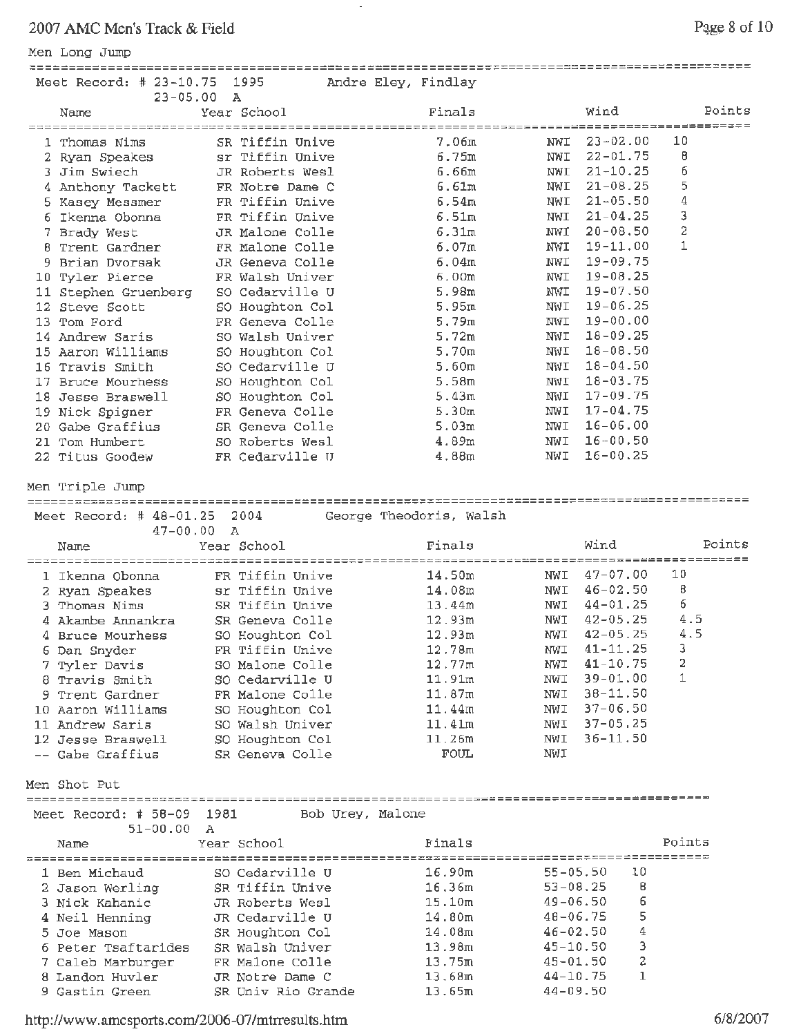## Men Long Jump

Meet Record: # 23-10.75 1995 Andre Eley, Findlay
23-05.00 A

| | Name | Year | School | Finals | Wind | | Points |
|---|---|---|---|---|---|---|---|
| 1 | Thomas Nims | SR | Tiffin Unive | 7.06m | NWI | 23-02.00 | 10 |
| 2 | Ryan Speakes | sr | Tiffin Unive | 6.75m | NWI | 22-01.75 | 8 |
| 3 | Jim Swiech | JR | Roberts Wesl | 6.66m | NWI | 21-10.25 | 6 |
| 4 | Anthony Tackett | FR | Notre Dame C | 6.61m | NWI | 21-08.25 | 5 |
| 5 | Kasey Messmer | FR | Tiffin Unive | 6.54m | NWI | 21-05.50 | 4 |
| 6 | Ikenna Obonna | FR | Tiffin Unive | 6.51m | NWI | 21-04.25 | 3 |
| 7 | Brady West | JR | Malone Colle | 6.31m | NWI | 20-08.50 | 2 |
| 8 | Trent Gardner | FR | Malone Colle | 6.07m | NWI | 19-11.00 | 1 |
| 9 | Brian Dvorsak | JR | Geneva Colle | 6.04m | NWI | 19-09.75 | |
| 10 | Tyler Pierce | FR | Walsh Univer | 6.00m | NWI | 19-08.25 | |
| 11 | Stephen Gruenberg | SO | Cedarville U | 5.98m | NWI | 19-07.50 | |
| 12 | Steve Scott | SO | Houghton Col | 5.95m | NWI | 19-06.25 | |
| 13 | Tom Ford | FR | Geneva Colle | 5.79m | NWI | 19-00.00 | |
| 14 | Andrew Saris | SO | Walsh Univer | 5.72m | NWI | 18-09.25 | |
| 15 | Aaron Williams | SO | Houghton Col | 5.70m | NWI | 18-08.50 | |
| 16 | Travis Smith | SO | Cedarville U | 5.60m | NWI | 18-04.50 | |
| 17 | Bruce Mourhess | SO | Houghton Col | 5.58m | NWI | 18-03.75 | |
| 18 | Jesse Braswell | SO | Houghton Col | 5.43m | NWI | 17-09.75 | |
| 19 | Nick Spigner | FR | Geneva Colle | 5.30m | NWI | 17-04.75 | |
| 20 | Gabe Graffius | SR | Geneva Colle | 5.03m | NWI | 16-06.00 | |
| 21 | Tom Humbert | SO | Roberts Wesl | 4.89m | NWI | 16-00.50 | |
| 22 | Titus Goodew | FR | Cedarville U | 4.88m | NWI | 16-00.25 | |

## Men Triple Jump

Meet Record: # 48-01.25 2004 George Theodoris, Walsh
47-00.00 A

| | Name | Year | School | Finals | Wind | | Points |
|---|---|---|---|---|---|---|---|
| 1 | Ikenna Obonna | FR | Tiffin Unive | 14.50m | NWI | 47-07.00 | 10 |
| 2 | Ryan Speakes | sr | Tiffin Unive | 14.08m | NWI | 46-02.50 | 8 |
| 3 | Thomas Nims | SR | Tiffin Unive | 13.44m | NWI | 44-01.25 | 6 |
| 4 | Akambe Annankra | SR | Geneva Colle | 12.93m | NWI | 42-05.25 | 4.5 |
| 4 | Bruce Mourhess | SO | Houghton Col | 12.93m | NWI | 42-05.25 | 4.5 |
| 6 | Dan Snyder | FR | Tiffin Unive | 12.78m | NWI | 41-11.25 | 3 |
| 7 | Tyler Davis | SO | Malone Colle | 12.77m | NWI | 41-10.75 | 2 |
| 8 | Travis Smith | SO | Cedarville U | 11.91m | NWI | 39-01.00 | 1 |
| 9 | Trent Gardner | FR | Malone Colle | 11.87m | NWI | 38-11.50 | |
| 10 | Aaron Williams | SO | Houghton Col | 11.44m | NWI | 37-06.50 | |
| 11 | Andrew Saris | SO | Walsh Univer | 11.41m | NWI | 37-05.25 | |
| 12 | Jesse Braswell | SO | Houghton Col | 11.26m | NWI | 36-11.50 | |
| -- | Gabe Graffius | SR | Geneva Colle | FOUL | NWI | | |

## Men Shot Put

Meet Record: # 58-09 1981 Bob Urey, Malone
51-00.00 A

| | Name | Year | School | Finals | | Points |
|---|---|---|---|---|---|---|
| 1 | Ben Michaud | SO | Cedarville U | 16.90m | 55-05.50 | 10 |
| 2 | Jason Werling | SR | Tiffin Unive | 16.36m | 53-08.25 | 8 |
| 3 | Nick Kahanic | JR | Roberts Wesl | 15.10m | 49-06.50 | 6 |
| 4 | Neil Henning | JR | Cedarville U | 14.80m | 48-06.75 | 5 |
| 5 | Joe Mason | SR | Houghton Col | 14.08m | 46-02.50 | 4 |
| 6 | Peter Tsaftarides | SR | Walsh Univer | 13.98m | 45-10.50 | 3 |
| 7 | Caleb Marburger | FR | Malone Colle | 13.75m | 45-01.50 | 2 |
| 8 | Landon Huvler | JR | Notre Dame C | 13.68m | 44-10.75 | 1 |
| 9 | Gastin Green | SR | Univ Rio Grande | 13.65m | 44-09.50 | |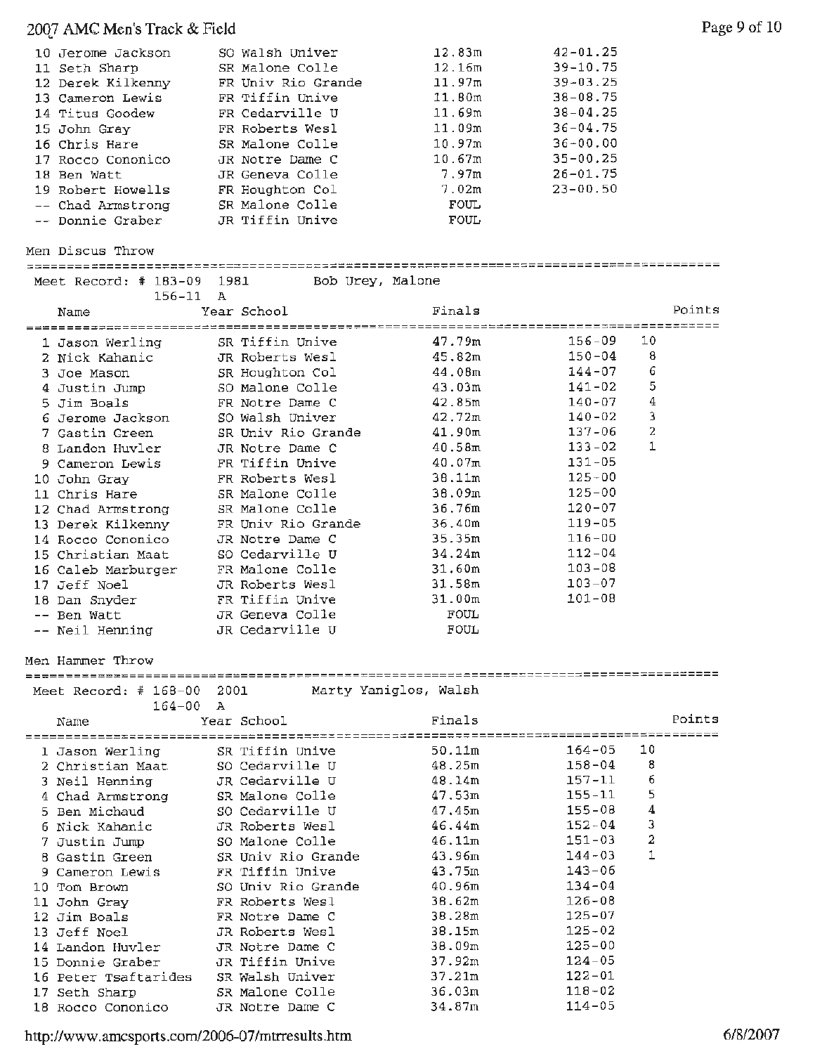| Place | Name | Year | School | Finals | | Points |
|---|---|---|---|---|---|---|
| 10 | Jerome Jackson | SO | Walsh Univer | 12.83m | 42-01.25 | |
| 11 | Seth Sharp | SR | Malone Colle | 12.16m | 39-10.75 | |
| 12 | Derek Kilkenny | FR | Univ Rio Grande | 11.97m | 39-03.25 | |
| 13 | Cameron Lewis | FR | Tiffin Unive | 11.80m | 38-08.75 | |
| 14 | Titus Goodew | FR | Cedarville U | 11.69m | 38-04.25 | |
| 15 | John Gray | FR | Roberts Wesl | 11.09m | 36-04.75 | |
| 16 | Chris Hare | SR | Malone Colle | 10.97m | 36-00.00 | |
| 17 | Rocco Cononico | JR | Notre Dame C | 10.67m | 35-00.25 | |
| 18 | Ben Watt | JR | Geneva Colle | 7.97m | 26-01.75 | |
| 19 | Robert Howells | FR | Houghton Col | 7.02m | 23-00.50 | |
| -- | Chad Armstrong | SR | Malone Colle | FOUL | | |
| -- | Donnie Graber | JR | Tiffin Unive | FOUL | | |

## Men Discus Throw

Meet Record: # 183-09 1981 Bob Urey, Malone
156-11 A

| Place | Name | Year | School | Finals | | Points |
|---|---|---|---|---|---|---|
| 1 | Jason Werling | SR | Tiffin Unive | 47.79m | 156-09 | 10 |
| 2 | Nick Kahanic | JR | Roberts Wesl | 45.82m | 150-04 | 8 |
| 3 | Joe Mason | SR | Houghton Col | 44.08m | 144-07 | 6 |
| 4 | Justin Jump | SO | Malone Colle | 43.03m | 141-02 | 5 |
| 5 | Jim Boals | FR | Notre Dame C | 42.85m | 140-07 | 4 |
| 6 | Jerome Jackson | SO | Walsh Univer | 42.72m | 140-02 | 3 |
| 7 | Gastin Green | SR | Univ Rio Grande | 41.90m | 137-06 | 2 |
| 8 | Landon Huvler | JR | Notre Dame C | 40.58m | 133-02 | 1 |
| 9 | Cameron Lewis | FR | Tiffin Unive | 40.07m | 131-05 | |
| 10 | John Gray | FR | Roberts Wesl | 38.11m | 125-00 | |
| 11 | Chris Hare | SR | Malone Colle | 38.09m | 125-00 | |
| 12 | Chad Armstrong | SR | Malone Colle | 36.76m | 120-07 | |
| 13 | Derek Kilkenny | FR | Univ Rio Grande | 36.40m | 119-05 | |
| 14 | Rocco Cononico | JR | Notre Dame C | 35.35m | 116-00 | |
| 15 | Christian Maat | SO | Cedarville U | 34.24m | 112-04 | |
| 16 | Caleb Marburger | FR | Malone Colle | 31.60m | 103-08 | |
| 17 | Jeff Noel | JR | Roberts Wesl | 31.58m | 103-07 | |
| 18 | Dan Snyder | FR | Tiffin Unive | 31.00m | 101-08 | |
| -- | Ben Watt | JR | Geneva Colle | FOUL | | |
| -- | Neil Henning | JR | Cedarville U | FOUL | | |

## Men Hammer Throw

Meet Record: # 168-00 2001 Marty Yaniglos, Walsh
164-00 A

| Place | Name | Year | School | Finals | | Points |
|---|---|---|---|---|---|---|
| 1 | Jason Werling | SR | Tiffin Unive | 50.11m | 164-05 | 10 |
| 2 | Christian Maat | SO | Cedarville U | 48.25m | 158-04 | 8 |
| 3 | Neil Henning | JR | Cedarville U | 48.14m | 157-11 | 6 |
| 4 | Chad Armstrong | SR | Malone Colle | 47.53m | 155-11 | 5 |
| 5 | Ben Michaud | SO | Cedarville U | 47.45m | 155-08 | 4 |
| 6 | Nick Kahanic | JR | Roberts Wesl | 46.44m | 152-04 | 3 |
| 7 | Justin Jump | SO | Malone Colle | 46.11m | 151-03 | 2 |
| 8 | Gastin Green | SR | Univ Rio Grande | 43.96m | 144-03 | 1 |
| 9 | Cameron Lewis | FR | Tiffin Unive | 43.75m | 143-06 | |
| 10 | Tom Brown | SO | Univ Rio Grande | 40.96m | 134-04 | |
| 11 | John Gray | FR | Roberts Wesl | 38.62m | 126-08 | |
| 12 | Jim Boals | FR | Notre Dame C | 38.28m | 125-07 | |
| 13 | Jeff Noel | JR | Roberts Wesl | 38.15m | 125-02 | |
| 14 | Landon Huvler | JR | Notre Dame C | 38.09m | 125-00 | |
| 15 | Donnie Graber | JR | Tiffin Unive | 37.92m | 124-05 | |
| 16 | Peter Tsaftarides | SR | Walsh Univer | 37.21m | 122-01 | |
| 17 | Seth Sharp | SR | Malone Colle | 36.03m | 118-02 | |
| 18 | Rocco Cononico | JR | Notre Dame C | 34.87m | 114-05 | |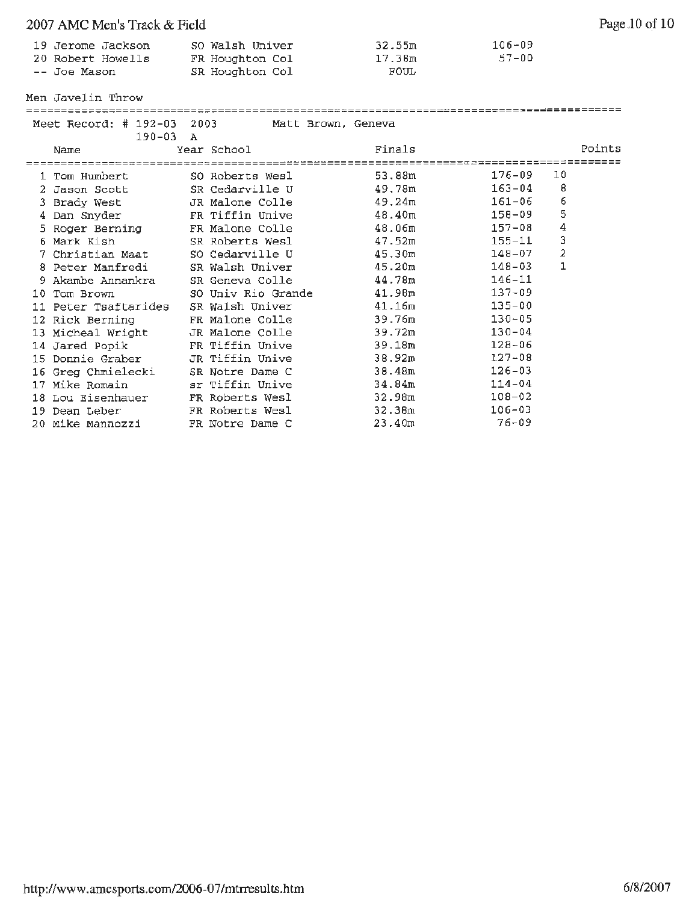| | | | | |
|---|---|---|---|---|
| 19 Jerome Jackson | SO Walsh Univer | 32.55m | 106-09 | |
| 20 Robert Howells | FR Houghton Col | 17.38m | 57-00 | |
| -- Joe Mason | SR Houghton Col | FOUL | | |

## Men Javelin Throw

Meet Record: # 192-03 2003 Matt Brown, Geneva
190-03 A

| Name | Year School | Finals | | Points |
|---|---|---|---|---|
| 1 Tom Humbert | SO Roberts Wesl | 53.88m | 176-09 | 10 |
| 2 Jason Scott | SR Cedarville U | 49.78m | 163-04 | 8 |
| 3 Brady West | JR Malone Colle | 49.24m | 161-06 | 6 |
| 4 Dan Snyder | FR Tiffin Unive | 48.40m | 158-09 | 5 |
| 5 Roger Berning | FR Malone Colle | 48.06m | 157-08 | 4 |
| 6 Mark Kish | SR Roberts Wesl | 47.52m | 155-11 | 3 |
| 7 Christian Maat | SO Cedarville U | 45.30m | 148-07 | 2 |
| 8 Peter Manfredi | SR Walsh Univer | 45.20m | 148-03 | 1 |
| 9 Akambe Annankra | SR Geneva Colle | 44.78m | 146-11 | |
| 10 Tom Brown | SO Univ Rio Grande | 41.98m | 137-09 | |
| 11 Peter Tsaftarides | SR Walsh Univer | 41.16m | 135-00 | |
| 12 Rick Berning | FR Malone Colle | 39.76m | 130-05 | |
| 13 Micheal Wright | JR Malone Colle | 39.72m | 130-04 | |
| 14 Jared Popik | FR Tiffin Unive | 39.18m | 128-06 | |
| 15 Donnie Graber | JR Tiffin Unive | 38.92m | 127-08 | |
| 16 Greg Chmielecki | SR Notre Dame C | 38.48m | 126-03 | |
| 17 Mike Romain | sr Tiffin Unive | 34.84m | 114-04 | |
| 18 Lou Eisenhauer | FR Roberts Wesl | 32.98m | 108-02 | |
| 19 Dean Leber | FR Roberts Wesl | 32.38m | 106-03 | |
| 20 Mike Mannozzi | FR Notre Dame C | 23.40m | 76-09 | |